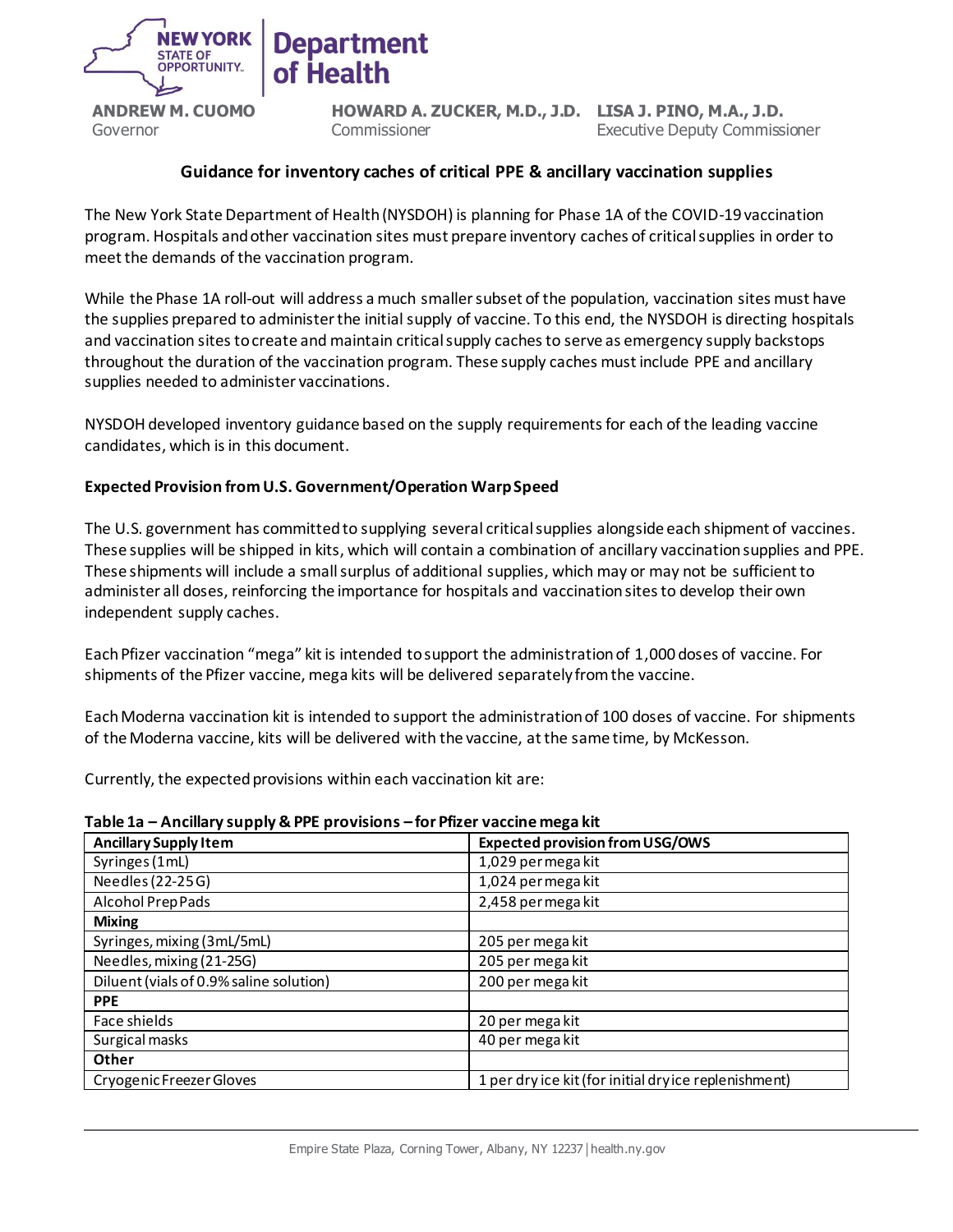**NEW YORK STATE OF OPPORTUNITY. | Department of Health**

**ANDREW M. CUOMO**
Governor

**HOWARD A. ZUCKER, M.D., J.D.**
Commissioner

**LISA J. PINO, M.A., J.D.**
Executive Deputy Commissioner

## Guidance for inventory caches of critical PPE & ancillary vaccination supplies

The New York State Department of Health (NYSDOH) is planning for Phase 1A of the COVID-19 vaccination program. Hospitals and other vaccination sites must prepare inventory caches of critical supplies in order to meet the demands of the vaccination program.

While the Phase 1A roll-out will address a much smaller subset of the population, vaccination sites must have the supplies prepared to administer the initial supply of vaccine. To this end, the NYSDOH is directing hospitals and vaccination sites to create and maintain critical supply caches to serve as emergency supply backstops throughout the duration of the vaccination program. These supply caches must include PPE and ancillary supplies needed to administer vaccinations.

NYSDOH developed inventory guidance based on the supply requirements for each of the leading vaccine candidates, which is in this document.

### Expected Provision from U.S. Government/Operation Warp Speed

The U.S. government has committed to supplying several critical supplies alongside each shipment of vaccines. These supplies will be shipped in kits, which will contain a combination of ancillary vaccination supplies and PPE. These shipments will include a small surplus of additional supplies, which may or may not be sufficient to administer all doses, reinforcing the importance for hospitals and vaccination sites to develop their own independent supply caches.

Each Pfizer vaccination "mega" kit is intended to support the administration of 1,000 doses of vaccine. For shipments of the Pfizer vaccine, mega kits will be delivered separately from the vaccine.

Each Moderna vaccination kit is intended to support the administration of 100 doses of vaccine. For shipments of the Moderna vaccine, kits will be delivered with the vaccine, at the same time, by McKesson.

Currently, the expected provisions within each vaccination kit are:

**Table 1a – Ancillary supply & PPE provisions – for Pfizer vaccine mega kit**

| Ancillary Supply Item | Expected provision from USG/OWS |
|---|---|
| Syringes (1mL) | 1,029 per mega kit |
| Needles (22-25 G) | 1,024 per mega kit |
| Alcohol Prep Pads | 2,458 per mega kit |
| **Mixing** | |
| Syringes, mixing (3mL/5mL) | 205 per mega kit |
| Needles, mixing (21-25G) | 205 per mega kit |
| Diluent (vials of 0.9% saline solution) | 200 per mega kit |
| **PPE** | |
| Face shields | 20 per mega kit |
| Surgical masks | 40 per mega kit |
| **Other** | |
| Cryogenic Freezer Gloves | 1 per dry ice kit (for initial dry ice replenishment) |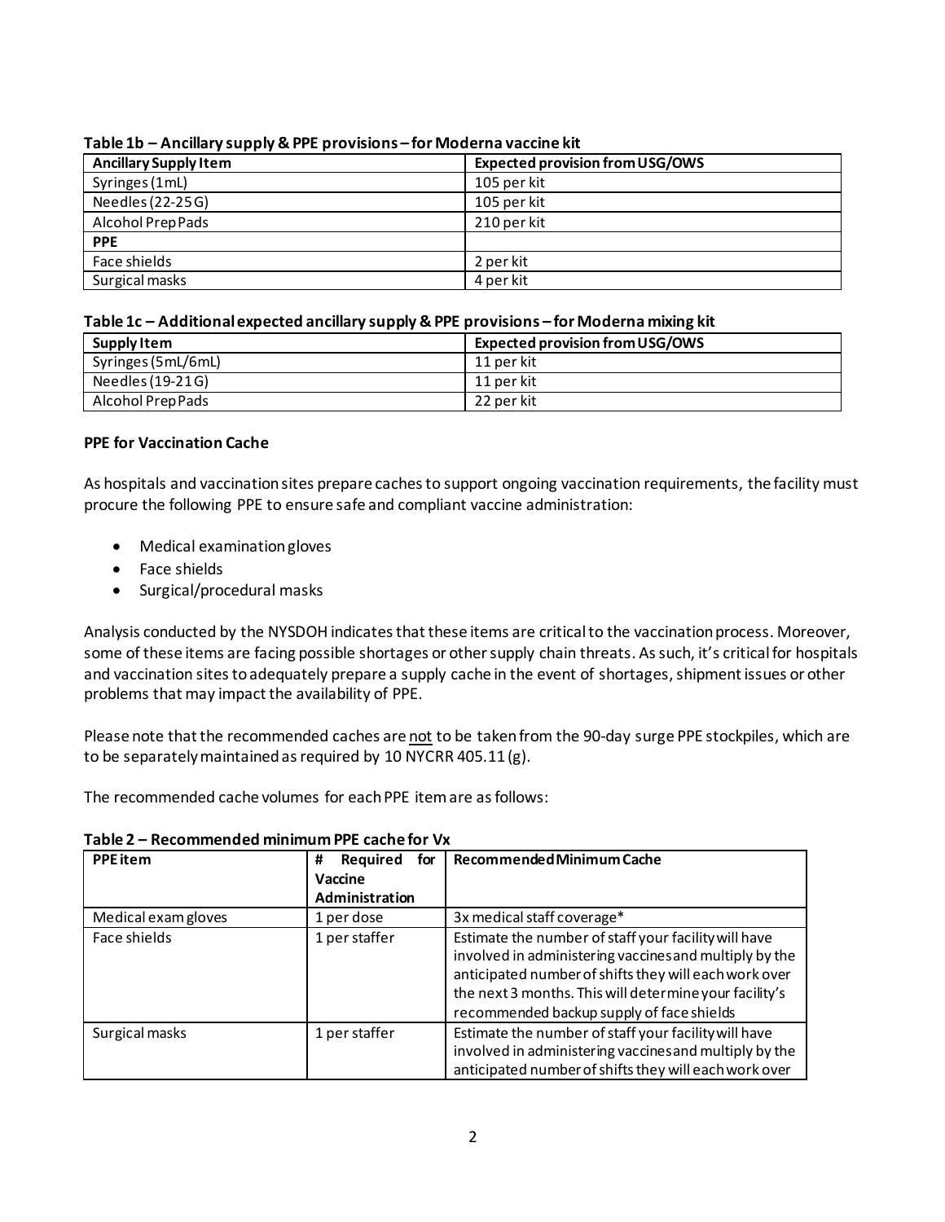**Table 1b – Ancillary supply & PPE provisions – for Moderna vaccine kit**

| Ancillary Supply Item | Expected provision from USG/OWS |
|---|---|
| Syringes (1mL) | 105 per kit |
| Needles (22-25 G) | 105 per kit |
| Alcohol Prep Pads | 210 per kit |
| **PPE** | |
| Face shields | 2 per kit |
| Surgical masks | 4 per kit |

**Table 1c – Additional expected ancillary supply & PPE provisions – for Moderna mixing kit**

| Supply Item | Expected provision from USG/OWS |
|---|---|
| Syringes (5mL/6mL) | 11 per kit |
| Needles (19-21 G) | 11 per kit |
| Alcohol Prep Pads | 22 per kit |

**PPE for Vaccination Cache**

As hospitals and vaccination sites prepare caches to support ongoing vaccination requirements, the facility must procure the following PPE to ensure safe and compliant vaccine administration:

- Medical examination gloves
- Face shields
- Surgical/procedural masks

Analysis conducted by the NYSDOH indicates that these items are critical to the vaccination process. Moreover, some of these items are facing possible shortages or other supply chain threats. As such, it's critical for hospitals and vaccination sites to adequately prepare a supply cache in the event of shortages, shipment issues or other problems that may impact the availability of PPE.

Please note that the recommended caches are not to be taken from the 90-day surge PPE stockpiles, which are to be separately maintained as required by 10 NYCRR 405.11 (g).

The recommended cache volumes for each PPE item are as follows:

**Table 2 – Recommended minimum PPE cache for Vx**

| PPE item | # Required for Vaccine Administration | Recommended Minimum Cache |
|---|---|---|
| Medical exam gloves | 1 per dose | 3x medical staff coverage* |
| Face shields | 1 per staffer | Estimate the number of staff your facility will have involved in administering vaccines and multiply by the anticipated number of shifts they will each work over the next 3 months. This will determine your facility's recommended backup supply of face shields |
| Surgical masks | 1 per staffer | Estimate the number of staff your facility will have involved in administering vaccines and multiply by the anticipated number of shifts they will each work over |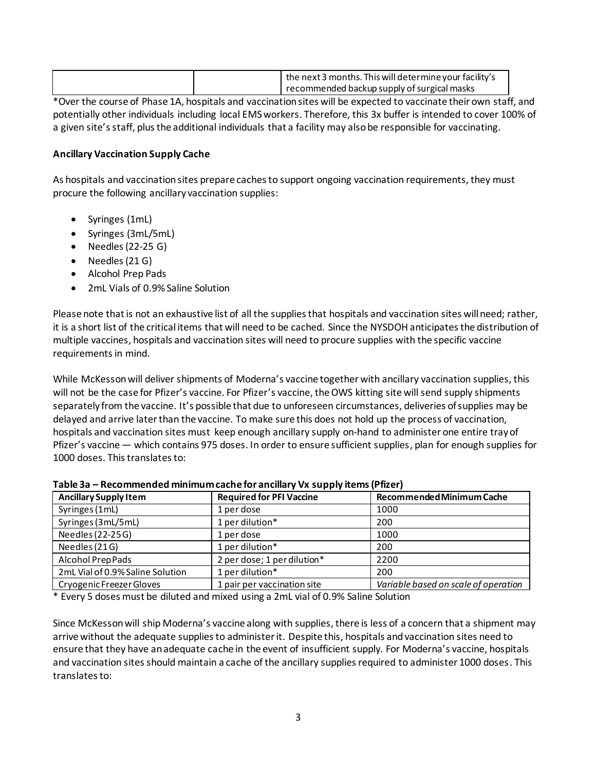| | | the next 3 months. This will determine your facility's recommended backup supply of surgical masks |
|---|---|---|

*Over the course of Phase 1A, hospitals and vaccination sites will be expected to vaccinate their own staff, and potentially other individuals including local EMS workers. Therefore, this 3x buffer is intended to cover 100% of a given site's staff, plus the additional individuals that a facility may also be responsible for vaccinating.

**Ancillary Vaccination Supply Cache**

As hospitals and vaccination sites prepare caches to support ongoing vaccination requirements, they must procure the following ancillary vaccination supplies:

- Syringes (1mL)
- Syringes (3mL/5mL)
- Needles (22-25 G)
- Needles (21 G)
- Alcohol Prep Pads
- 2mL Vials of 0.9% Saline Solution

Please note that is not an exhaustive list of all the supplies that hospitals and vaccination sites will need; rather, it is a short list of the critical items that will need to be cached. Since the NYSDOH anticipates the distribution of multiple vaccines, hospitals and vaccination sites will need to procure supplies with the specific vaccine requirements in mind.

While McKesson will deliver shipments of Moderna's vaccine together with ancillary vaccination supplies, this will not be the case for Pfizer's vaccine. For Pfizer's vaccine, the OWS kitting site will send supply shipments separately from the vaccine. It's possible that due to unforeseen circumstances, deliveries of supplies may be delayed and arrive later than the vaccine. To make sure this does not hold up the process of vaccination, hospitals and vaccination sites must keep enough ancillary supply on-hand to administer one entire tray of Pfizer's vaccine — which contains 975 doses. In order to ensure sufficient supplies, plan for enough supplies for 1000 doses. This translates to:

**Table 3a – Recommended minimum cache for ancillary Vx supply items (Pfizer)**

| Ancillary Supply Item | Required for PFI Vaccine | Recommended Minimum Cache |
|---|---|---|
| Syringes (1mL) | 1 per dose | 1000 |
| Syringes (3mL/5mL) | 1 per dilution* | 200 |
| Needles (22-25 G) | 1 per dose | 1000 |
| Needles (21 G) | 1 per dilution* | 200 |
| Alcohol Prep Pads | 2 per dose; 1 per dilution* | 2200 |
| 2mL Vial of 0.9% Saline Solution | 1 per dilution* | 200 |
| Cryogenic Freezer Gloves | 1 pair per vaccination site | *Variable based on scale of operation* |

* Every 5 doses must be diluted and mixed using a 2mL vial of 0.9% Saline Solution

Since McKesson will ship Moderna's vaccine along with supplies, there is less of a concern that a shipment may arrive without the adequate supplies to administer it. Despite this, hospitals and vaccination sites need to ensure that they have an adequate cache in the event of insufficient supply. For Moderna's vaccine, hospitals and vaccination sites should maintain a cache of the ancillary supplies required to administer 1000 doses. This translates to: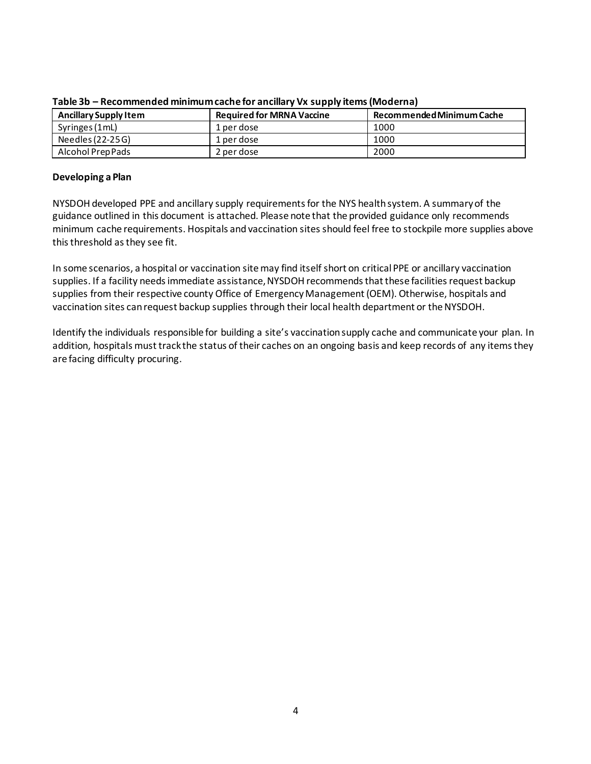**Table 3b – Recommended minimum cache for ancillary Vx supply items (Moderna)**

| Ancillary Supply Item | Required for MRNA Vaccine | Recommended Minimum Cache |
|---|---|---|
| Syringes (1mL) | 1 per dose | 1000 |
| Needles (22-25 G) | 1 per dose | 1000 |
| Alcohol Prep Pads | 2 per dose | 2000 |

**Developing a Plan**

NYSDOH developed PPE and ancillary supply requirements for the NYS health system. A summary of the guidance outlined in this document is attached. Please note that the provided guidance only recommends minimum cache requirements. Hospitals and vaccination sites should feel free to stockpile more supplies above this threshold as they see fit.

In some scenarios, a hospital or vaccination site may find itself short on critical PPE or ancillary vaccination supplies. If a facility needs immediate assistance, NYSDOH recommends that these facilities request backup supplies from their respective county Office of Emergency Management (OEM). Otherwise, hospitals and vaccination sites can request backup supplies through their local health department or the NYSDOH.

Identify the individuals responsible for building a site's vaccination supply cache and communicate your plan. In addition, hospitals must track the status of their caches on an ongoing basis and keep records of any items they are facing difficulty procuring.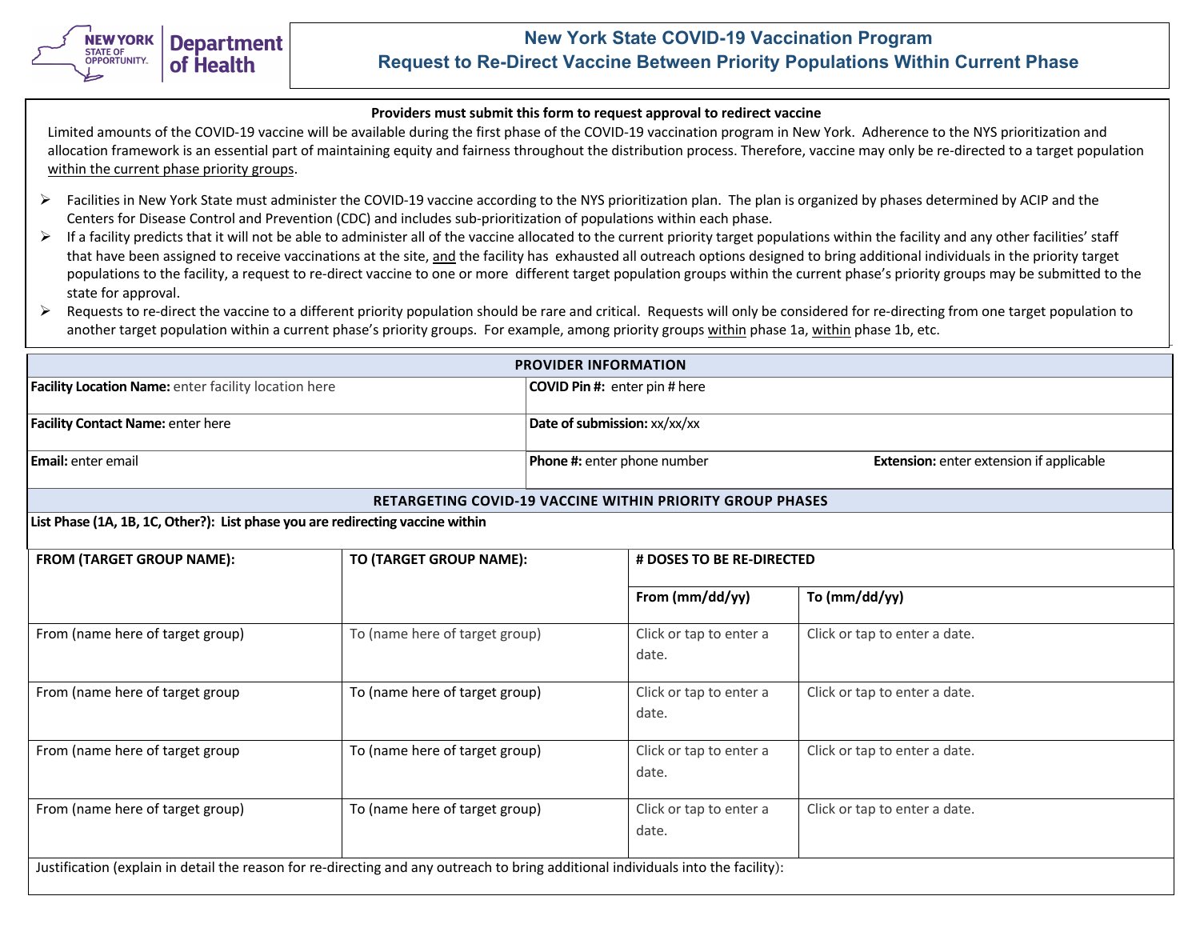# New York State COVID-19 Vaccination Program
## Request to Re-Direct Vaccine Between Priority Populations Within Current Phase

**Providers must submit this form to request approval to redirect vaccine**

Limited amounts of the COVID-19 vaccine will be available during the first phase of the COVID-19 vaccination program in New York. Adherence to the NYS prioritization and allocation framework is an essential part of maintaining equity and fairness throughout the distribution process. Therefore, vaccine may only be re-directed to a target population within the current phase priority groups.

- Facilities in New York State must administer the COVID-19 vaccine according to the NYS prioritization plan. The plan is organized by phases determined by ACIP and the Centers for Disease Control and Prevention (CDC) and includes sub-prioritization of populations within each phase.
- If a facility predicts that it will not be able to administer all of the vaccine allocated to the current priority target populations within the facility and any other facilities' staff that have been assigned to receive vaccinations at the site, and the facility has exhausted all outreach options designed to bring additional individuals in the priority target populations to the facility, a request to re-direct vaccine to one or more different target population groups within the current phase's priority groups may be submitted to the state for approval.
- Requests to re-direct the vaccine to a different priority population should be rare and critical. Requests will only be considered for re-directing from one target population to another target population within a current phase's priority groups. For example, among priority groups within phase 1a, within phase 1b, etc.

| PROVIDER INFORMATION | | |
|---|---|---|
| **Facility Location Name:** enter facility location here | **COVID Pin #:** enter pin # here | |
| **Facility Contact Name:** enter here | **Date of submission:** xx/xx/xx | |
| **Email:** enter email | **Phone #:** enter phone number | **Extension:** enter extension if applicable |

**RETARGETING COVID-19 VACCINE WITHIN PRIORITY GROUP PHASES**

**List Phase (1A, 1B, 1C, Other?): List phase you are redirecting vaccine within**

| FROM (TARGET GROUP NAME): | TO (TARGET GROUP NAME): | # DOSES TO BE RE-DIRECTED | |
|---|---|---|---|
| | | **From (mm/dd/yy)** | **To (mm/dd/yy)** |
| From (name here of target group) | To (name here of target group) | Click or tap to enter a date. | Click or tap to enter a date. |
| From (name here of target group | To (name here of target group) | Click or tap to enter a date. | Click or tap to enter a date. |
| From (name here of target group | To (name here of target group) | Click or tap to enter a date. | Click or tap to enter a date. |
| From (name here of target group) | To (name here of target group) | Click or tap to enter a date. | Click or tap to enter a date. |

Justification (explain in detail the reason for re-directing and any outreach to bring additional individuals into the facility):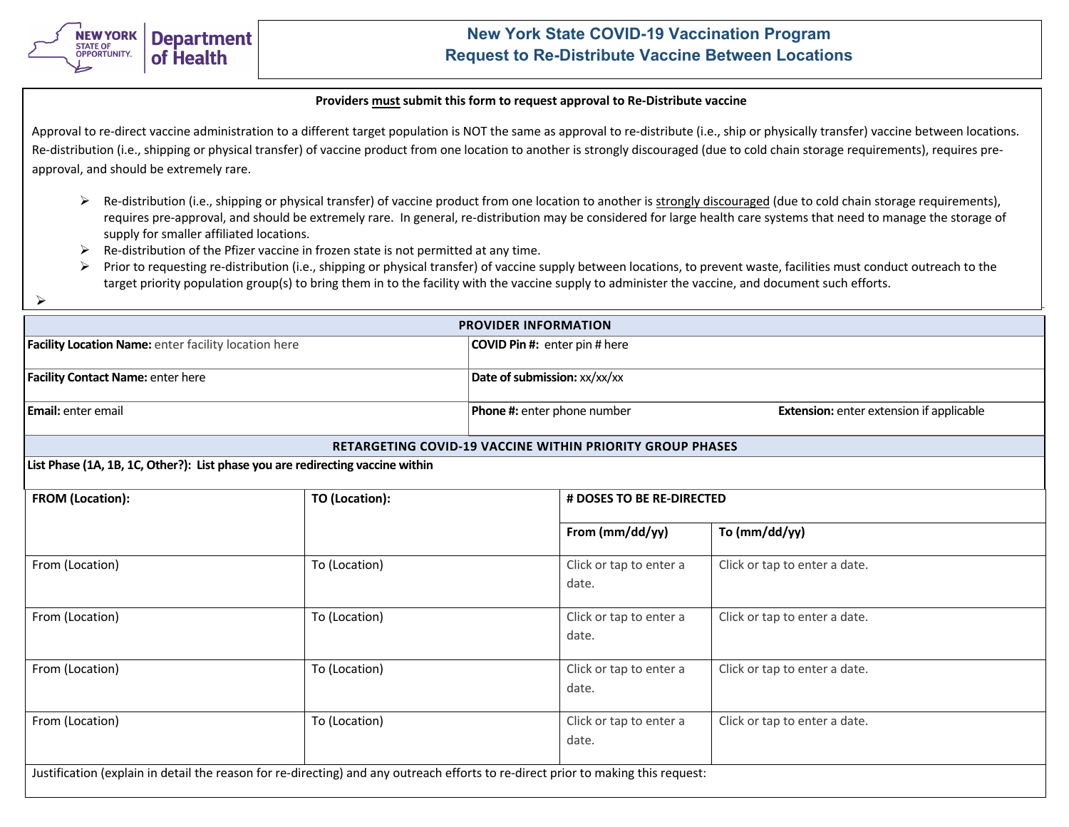# New York State COVID-19 Vaccination Program
## Request to Re-Distribute Vaccine Between Locations

**Providers <u>must</u> submit this form to request approval to Re-Distribute vaccine**

Approval to re-direct vaccine administration to a different target population is NOT the same as approval to re-distribute (i.e., ship or physically transfer) vaccine between locations. Re-distribution (i.e., shipping or physical transfer) of vaccine product from one location to another is strongly discouraged (due to cold chain storage requirements), requires pre-approval, and should be extremely rare.

- Re-distribution (i.e., shipping or physical transfer) of vaccine product from one location to another is <u>strongly discouraged</u> (due to cold chain storage requirements), requires pre-approval, and should be extremely rare. In general, re-distribution may be considered for large health care systems that need to manage the storage of supply for smaller affiliated locations.
- Re-distribution of the Pfizer vaccine in frozen state is not permitted at any time.
- Prior to requesting re-distribution (i.e., shipping or physical transfer) of vaccine supply between locations, to prevent waste, facilities must conduct outreach to the target priority population group(s) to bring them in to the facility with the vaccine supply to administer the vaccine, and document such efforts.

| PROVIDER INFORMATION | | |
|---|---|---|
| **Facility Location Name:** enter facility location here | **COVID Pin #:** enter pin # here | |
| **Facility Contact Name:** enter here | **Date of submission:** xx/xx/xx | |
| **Email:** enter email | **Phone #:** enter phone number | **Extension:** enter extension if applicable |

**RETARGETING COVID-19 VACCINE WITHIN PRIORITY GROUP PHASES**

**List Phase (1A, 1B, 1C, Other?): List phase you are redirecting vaccine within**

| **FROM (Location):** | **TO (Location):** | **# DOSES TO BE RE-DIRECTED** | |
|---|---|---|---|
| | | **From (mm/dd/yy)** | **To (mm/dd/yy)** |
| From (Location) | To (Location) | Click or tap to enter a date. | Click or tap to enter a date. |
| From (Location) | To (Location) | Click or tap to enter a date. | Click or tap to enter a date. |
| From (Location) | To (Location) | Click or tap to enter a date. | Click or tap to enter a date. |
| From (Location) | To (Location) | Click or tap to enter a date. | Click or tap to enter a date. |

Justification (explain in detail the reason for re-directing) and any outreach efforts to re-direct prior to making this request: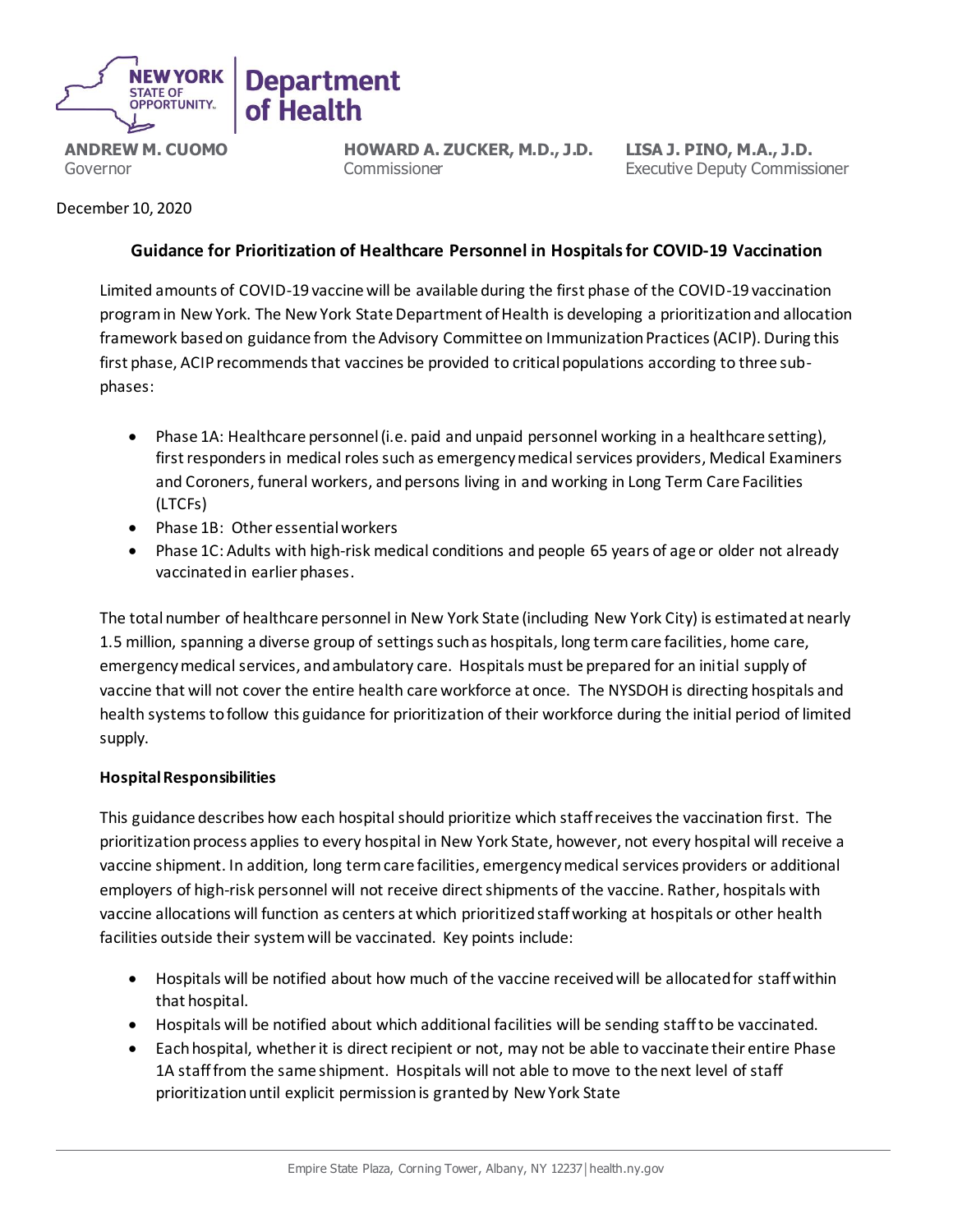**NEW YORK STATE OF OPPORTUNITY** | **Department of Health**

**ANDREW M. CUOMO**
Governor

**HOWARD A. ZUCKER, M.D., J.D.**
Commissioner

**LISA J. PINO, M.A., J.D.**
Executive Deputy Commissioner

December 10, 2020

## Guidance for Prioritization of Healthcare Personnel in Hospitals for COVID-19 Vaccination

Limited amounts of COVID-19 vaccine will be available during the first phase of the COVID-19 vaccination program in New York. The New York State Department of Health is developing a prioritization and allocation framework based on guidance from the Advisory Committee on Immunization Practices (ACIP). During this first phase, ACIP recommends that vaccines be provided to critical populations according to three sub-phases:

- Phase 1A: Healthcare personnel (i.e. paid and unpaid personnel working in a healthcare setting), first responders in medical roles such as emergency medical services providers, Medical Examiners and Coroners, funeral workers, and persons living in and working in Long Term Care Facilities (LTCFs)
- Phase 1B: Other essential workers
- Phase 1C: Adults with high-risk medical conditions and people 65 years of age or older not already vaccinated in earlier phases.

The total number of healthcare personnel in New York State (including New York City) is estimated at nearly 1.5 million, spanning a diverse group of settings such as hospitals, long term care facilities, home care, emergency medical services, and ambulatory care. Hospitals must be prepared for an initial supply of vaccine that will not cover the entire health care workforce at once. The NYSDOH is directing hospitals and health systems to follow this guidance for prioritization of their workforce during the initial period of limited supply.

### Hospital Responsibilities

This guidance describes how each hospital should prioritize which staff receives the vaccination first. The prioritization process applies to every hospital in New York State, however, not every hospital will receive a vaccine shipment. In addition, long term care facilities, emergency medical services providers or additional employers of high-risk personnel will not receive direct shipments of the vaccine. Rather, hospitals with vaccine allocations will function as centers at which prioritized staff working at hospitals or other health facilities outside their system will be vaccinated. Key points include:

- Hospitals will be notified about how much of the vaccine received will be allocated for staff within that hospital.
- Hospitals will be notified about which additional facilities will be sending staff to be vaccinated.
- Each hospital, whether it is direct recipient or not, may not be able to vaccinate their entire Phase 1A staff from the same shipment. Hospitals will not able to move to the next level of staff prioritization until explicit permission is granted by New York State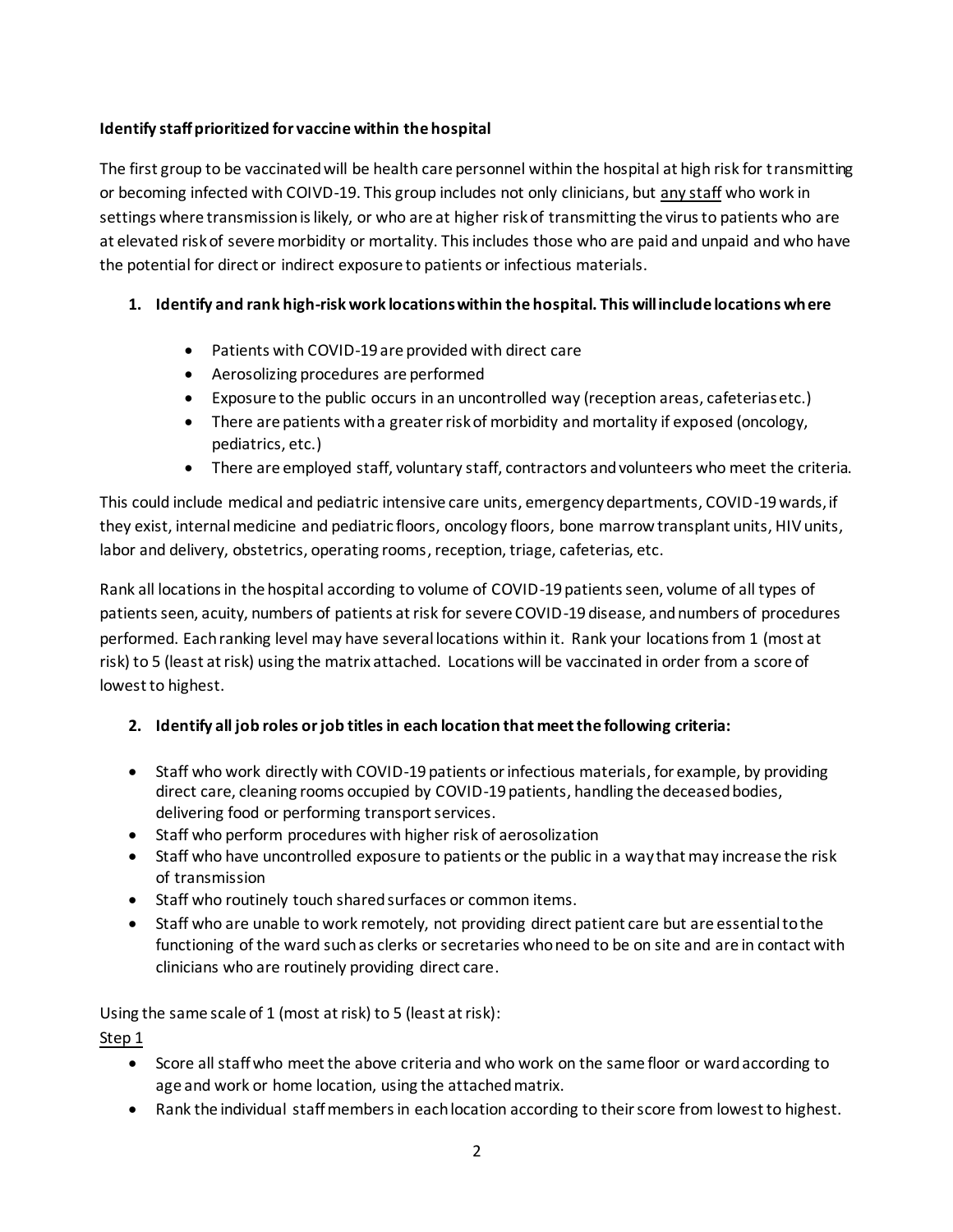**Identify staff prioritized for vaccine within the hospital**

The first group to be vaccinated will be health care personnel within the hospital at high risk for transmitting or becoming infected with COIVD-19. This group includes not only clinicians, but <u>any staff</u> who work in settings where transmission is likely, or who are at higher risk of transmitting the virus to patients who are at elevated risk of severe morbidity or mortality. This includes those who are paid and unpaid and who have the potential for direct or indirect exposure to patients or infectious materials.

1. **Identify and rank high-risk work locations within the hospital. This will include locations where**

    - Patients with COVID-19 are provided with direct care
    - Aerosolizing procedures are performed
    - Exposure to the public occurs in an uncontrolled way (reception areas, cafeterias etc.)
    - There are patients with a greater risk of morbidity and mortality if exposed (oncology, pediatrics, etc.)
    - There are employed staff, voluntary staff, contractors and volunteers who meet the criteria.

This could include medical and pediatric intensive care units, emergency departments, COVID-19 wards, if they exist, internal medicine and pediatric floors, oncology floors, bone marrow transplant units, HIV units, labor and delivery, obstetrics, operating rooms, reception, triage, cafeterias, etc.

Rank all locations in the hospital according to volume of COVID-19 patients seen, volume of all types of patients seen, acuity, numbers of patients at risk for severe COVID-19 disease, and numbers of procedures performed. Each ranking level may have several locations within it. Rank your locations from 1 (most at risk) to 5 (least at risk) using the matrix attached. Locations will be vaccinated in order from a score of lowest to highest.

2. **Identify all job roles or job titles in each location that meet the following criteria:**

- Staff who work directly with COVID-19 patients or infectious materials, for example, by providing direct care, cleaning rooms occupied by COVID-19 patients, handling the deceased bodies, delivering food or performing transport services.
- Staff who perform procedures with higher risk of aerosolization
- Staff who have uncontrolled exposure to patients or the public in a way that may increase the risk of transmission
- Staff who routinely touch shared surfaces or common items.
- Staff who are unable to work remotely, not providing direct patient care but are essential to the functioning of the ward such as clerks or secretaries who need to be on site and are in contact with clinicians who are routinely providing direct care.

Using the same scale of 1 (most at risk) to 5 (least at risk):

<u>Step 1</u>

- Score all staff who meet the above criteria and who work on the same floor or ward according to age and work or home location, using the attached matrix.
- Rank the individual staff members in each location according to their score from lowest to highest.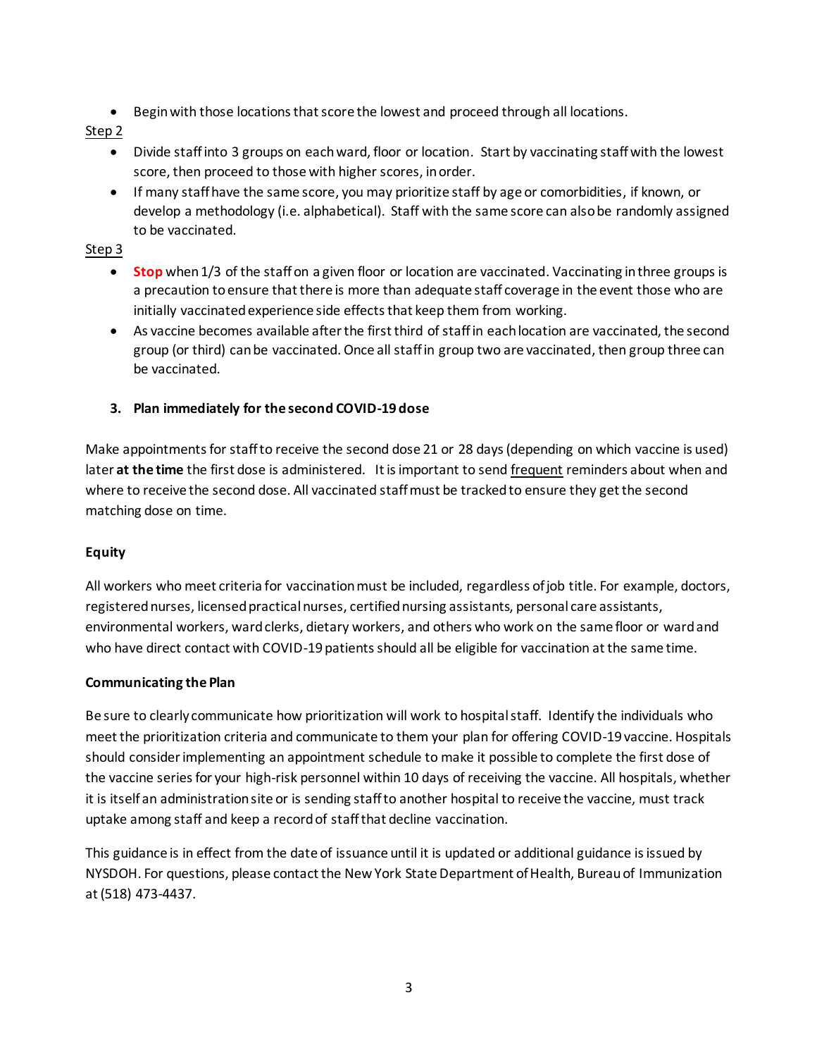- Begin with those locations that score the lowest and proceed through all locations.

Step 2

- Divide staff into 3 groups on each ward, floor or location. Start by vaccinating staff with the lowest score, then proceed to those with higher scores, in order.
- If many staff have the same score, you may prioritize staff by age or comorbidities, if known, or develop a methodology (i.e. alphabetical). Staff with the same score can also be randomly assigned to be vaccinated.

Step 3

- **Stop** when 1/3 of the staff on a given floor or location are vaccinated. Vaccinating in three groups is a precaution to ensure that there is more than adequate staff coverage in the event those who are initially vaccinated experience side effects that keep them from working.
- As vaccine becomes available after the first third of staff in each location are vaccinated, the second group (or third) can be vaccinated. Once all staff in group two are vaccinated, then group three can be vaccinated.

**3. Plan immediately for the second COVID-19 dose**

Make appointments for staff to receive the second dose 21 or 28 days (depending on which vaccine is used) later **at the time** the first dose is administered. It is important to send frequent reminders about when and where to receive the second dose. All vaccinated staff must be tracked to ensure they get the second matching dose on time.

**Equity**

All workers who meet criteria for vaccination must be included, regardless of job title. For example, doctors, registered nurses, licensed practical nurses, certified nursing assistants, personal care assistants, environmental workers, ward clerks, dietary workers, and others who work on the same floor or ward and who have direct contact with COVID-19 patients should all be eligible for vaccination at the same time.

**Communicating the Plan**

Be sure to clearly communicate how prioritization will work to hospital staff. Identify the individuals who meet the prioritization criteria and communicate to them your plan for offering COVID-19 vaccine. Hospitals should consider implementing an appointment schedule to make it possible to complete the first dose of the vaccine series for your high-risk personnel within 10 days of receiving the vaccine. All hospitals, whether it is itself an administration site or is sending staff to another hospital to receive the vaccine, must track uptake among staff and keep a record of staff that decline vaccination.

This guidance is in effect from the date of issuance until it is updated or additional guidance is issued by NYSDOH. For questions, please contact the New York State Department of Health, Bureau of Immunization at (518) 473-4437.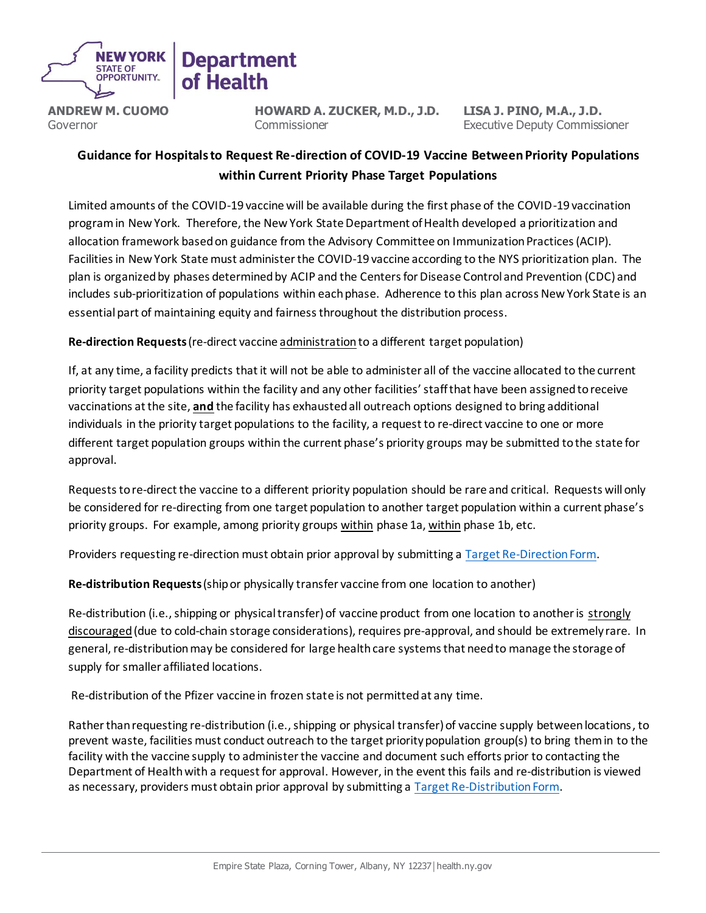NEW YORK STATE OF OPPORTUNITY. | Department of Health

**ANDREW M. CUOMO**
Governor

**HOWARD A. ZUCKER, M.D., J.D.**
Commissioner

**LISA J. PINO, M.A., J.D.**
Executive Deputy Commissioner

## Guidance for Hospitals to Request Re-direction of COVID-19 Vaccine Between Priority Populations within Current Priority Phase Target Populations

Limited amounts of the COVID-19 vaccine will be available during the first phase of the COVID-19 vaccination program in New York. Therefore, the New York State Department of Health developed a prioritization and allocation framework based on guidance from the Advisory Committee on Immunization Practices (ACIP). Facilities in New York State must administer the COVID-19 vaccine according to the NYS prioritization plan. The plan is organized by phases determined by ACIP and the Centers for Disease Control and Prevention (CDC) and includes sub-prioritization of populations within each phase. Adherence to this plan across New York State is an essential part of maintaining equity and fairness throughout the distribution process.

**Re-direction Requests** (re-direct vaccine administration to a different target population)

If, at any time, a facility predicts that it will not be able to administer all of the vaccine allocated to the current priority target populations within the facility and any other facilities' staff that have been assigned to receive vaccinations at the site, **and** the facility has exhausted all outreach options designed to bring additional individuals in the priority target populations to the facility, a request to re-direct vaccine to one or more different target population groups within the current phase's priority groups may be submitted to the state for approval.

Requests to re-direct the vaccine to a different priority population should be rare and critical. Requests will only be considered for re-directing from one target population to another target population within a current phase's priority groups. For example, among priority groups within phase 1a, within phase 1b, etc.

Providers requesting re-direction must obtain prior approval by submitting a Target Re-Direction Form.

**Re-distribution Requests** (ship or physically transfer vaccine from one location to another)

Re-distribution (i.e., shipping or physical transfer) of vaccine product from one location to another is strongly discouraged (due to cold-chain storage considerations), requires pre-approval, and should be extremely rare. In general, re-distribution may be considered for large health care systems that need to manage the storage of supply for smaller affiliated locations.

Re-distribution of the Pfizer vaccine in frozen state is not permitted at any time.

Rather than requesting re-distribution (i.e., shipping or physical transfer) of vaccine supply between locations, to prevent waste, facilities must conduct outreach to the target priority population group(s) to bring them in to the facility with the vaccine supply to administer the vaccine and document such efforts prior to contacting the Department of Health with a request for approval. However, in the event this fails and re-distribution is viewed as necessary, providers must obtain prior approval by submitting a Target Re-Distribution Form.